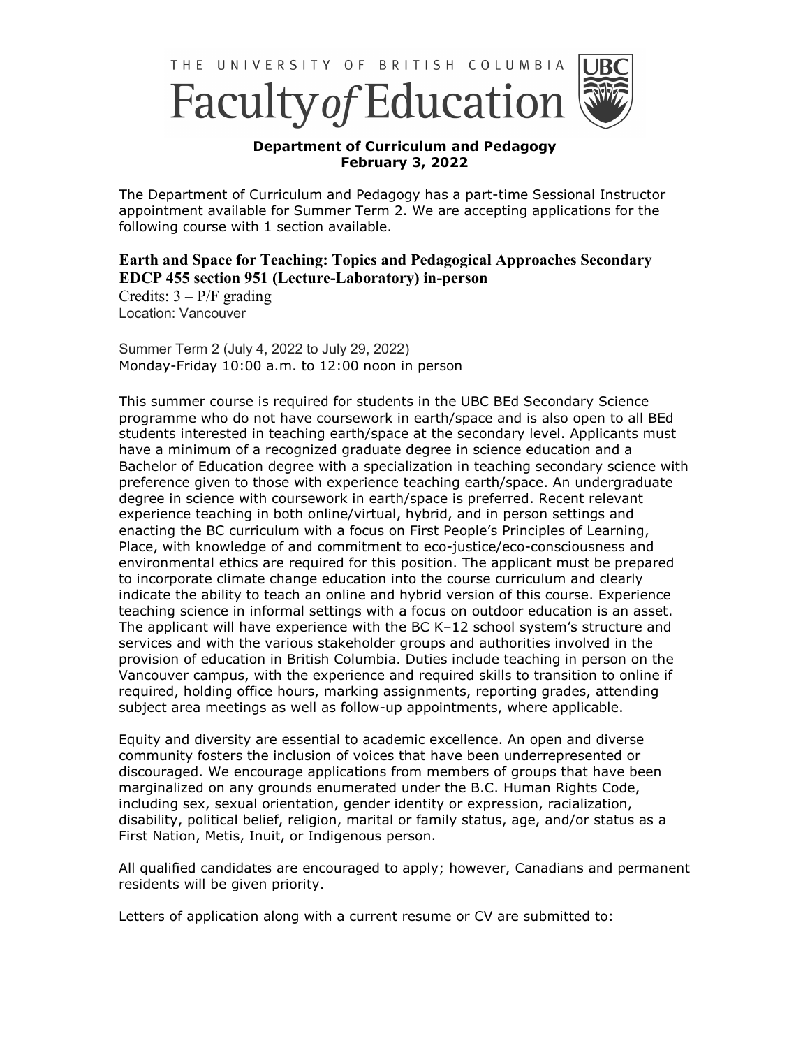THE UNIVERSITY OF BRITISH COLUMBIA

# Faculty of Education

**Department of Curriculum and Pedagogy**
**February 3, 2022**

The Department of Curriculum and Pedagogy has a part-time Sessional Instructor appointment available for Summer Term 2. We are accepting applications for the following course with 1 section available.

## Earth and Space for Teaching: Topics and Pedagogical Approaches Secondary EDCP 455 section 951 (Lecture-Laboratory) in-person

Credits: 3 – P/F grading
Location: Vancouver

Summer Term 2 (July 4, 2022 to July 29, 2022)
Monday-Friday 10:00 a.m. to 12:00 noon in person

This summer course is required for students in the UBC BEd Secondary Science programme who do not have coursework in earth/space and is also open to all BEd students interested in teaching earth/space at the secondary level. Applicants must have a minimum of a recognized graduate degree in science education and a Bachelor of Education degree with a specialization in teaching secondary science with preference given to those with experience teaching earth/space. An undergraduate degree in science with coursework in earth/space is preferred. Recent relevant experience teaching in both online/virtual, hybrid, and in person settings and enacting the BC curriculum with a focus on First People's Principles of Learning, Place, with knowledge of and commitment to eco-justice/eco-consciousness and environmental ethics are required for this position. The applicant must be prepared to incorporate climate change education into the course curriculum and clearly indicate the ability to teach an online and hybrid version of this course. Experience teaching science in informal settings with a focus on outdoor education is an asset. The applicant will have experience with the BC K–12 school system's structure and services and with the various stakeholder groups and authorities involved in the provision of education in British Columbia. Duties include teaching in person on the Vancouver campus, with the experience and required skills to transition to online if required, holding office hours, marking assignments, reporting grades, attending subject area meetings as well as follow-up appointments, where applicable.

Equity and diversity are essential to academic excellence. An open and diverse community fosters the inclusion of voices that have been underrepresented or discouraged. We encourage applications from members of groups that have been marginalized on any grounds enumerated under the B.C. Human Rights Code, including sex, sexual orientation, gender identity or expression, racialization, disability, political belief, religion, marital or family status, age, and/or status as a First Nation, Metis, Inuit, or Indigenous person.

All qualified candidates are encouraged to apply; however, Canadians and permanent residents will be given priority.

Letters of application along with a current resume or CV are submitted to: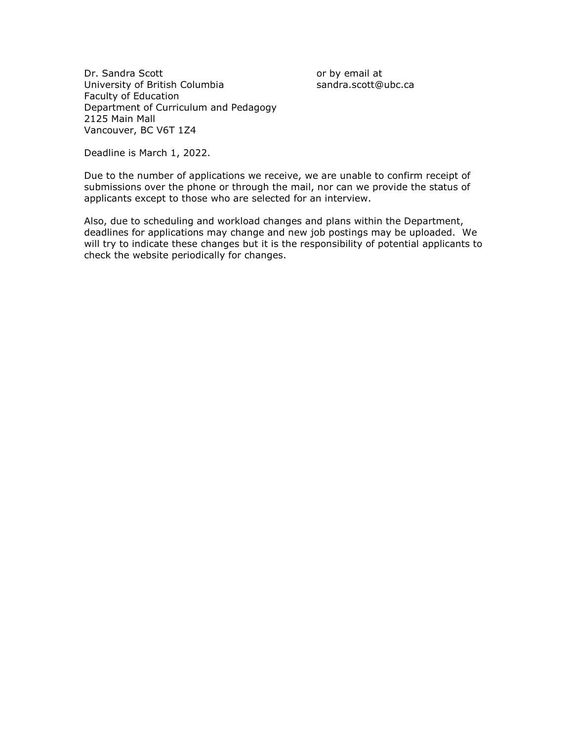Dr. Sandra Scott
University of British Columbia
Faculty of Education
Department of Curriculum and Pedagogy
2125 Main Mall
Vancouver, BC V6T 1Z4

or by email at
sandra.scott@ubc.ca

Deadline is March 1, 2022.

Due to the number of applications we receive, we are unable to confirm receipt of submissions over the phone or through the mail, nor can we provide the status of applicants except to those who are selected for an interview.

Also, due to scheduling and workload changes and plans within the Department, deadlines for applications may change and new job postings may be uploaded. We will try to indicate these changes but it is the responsibility of potential applicants to check the website periodically for changes.